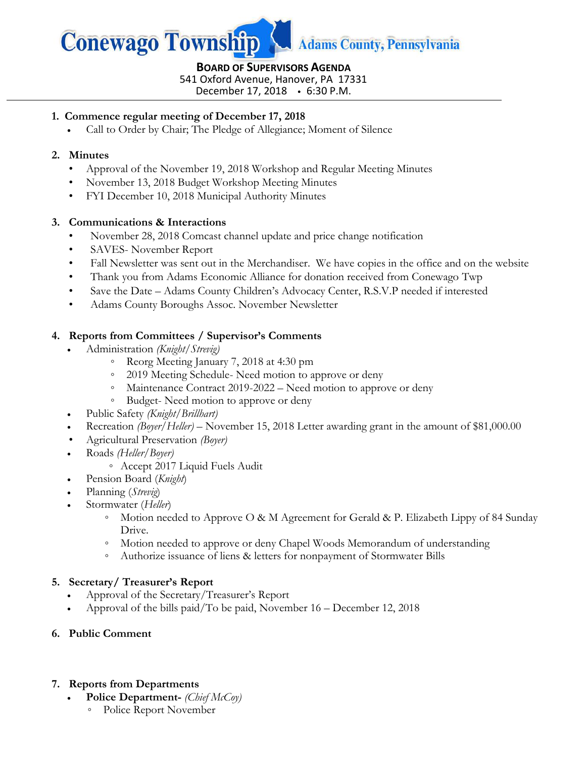# Conewago Township — Adams County, Pennsylvania

**BOARD OF SUPERVISORS AGENDA**
541 Oxford Avenue, Hanover, PA 17331
December 17, 2018 • 6:30 P.M.

---

1. **Commence regular meeting of December 17, 2018**
   - Call to Order by Chair; The Pledge of Allegiance; Moment of Silence

2. **Minutes**
   - Approval of the November 19, 2018 Workshop and Regular Meeting Minutes
   - November 13, 2018 Budget Workshop Meeting Minutes
   - FYI December 10, 2018 Municipal Authority Minutes

3. **Communications & Interactions**
   - November 28, 2018 Comcast channel update and price change notification
   - SAVES- November Report
   - Fall Newsletter was sent out in the Merchandiser. We have copies in the office and on the website
   - Thank you from Adams Economic Alliance for donation received from Conewago Twp
   - Save the Date – Adams County Children's Advocacy Center, R.S.V.P needed if interested
   - Adams County Boroughs Assoc. November Newsletter

4. **Reports from Committees / Supervisor's Comments**
   - Administration *(Knight/Strevig)*
     - Reorg Meeting January 7, 2018 at 4:30 pm
     - 2019 Meeting Schedule- Need motion to approve or deny
     - Maintenance Contract 2019-2022 – Need motion to approve or deny
     - Budget- Need motion to approve or deny
   - Public Safety *(Knight/Brillhart)*
   - Recreation *(Boyer/Heller)* – November 15, 2018 Letter awarding grant in the amount of $81,000.00
   - Agricultural Preservation *(Boyer)*
   - Roads *(Heller/Boyer)*
     - Accept 2017 Liquid Fuels Audit
   - Pension Board (*Knight*)
   - Planning (*Strevig*)
   - Stormwater (*Heller*)
     - Motion needed to Approve O & M Agreement for Gerald & P. Elizabeth Lippy of 84 Sunday Drive.
     - Motion needed to approve or deny Chapel Woods Memorandum of understanding
     - Authorize issuance of liens & letters for nonpayment of Stormwater Bills

5. **Secretary/ Treasurer's Report**
   - Approval of the Secretary/Treasurer's Report
   - Approval of the bills paid/To be paid, November 16 – December 12, 2018

6. **Public Comment**

7. **Reports from Departments**
   - **Police Department-** *(Chief McCoy)*
     - Police Report November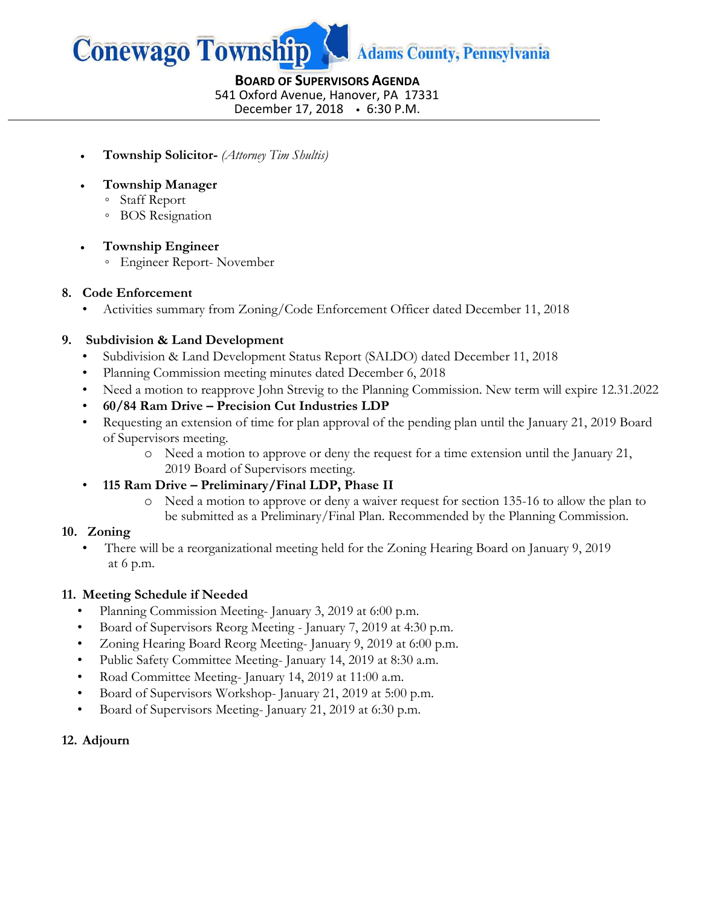**Conewago Township** Adams County, Pennsylvania

**BOARD OF SUPERVISORS AGENDA**
541 Oxford Avenue, Hanover, PA 17331
December 17, 2018 • 6:30 P.M.

---

- **Township Solicitor-** *(Attorney Tim Shultis)*

- **Township Manager**
  - Staff Report
  - BOS Resignation

- **Township Engineer**
  - Engineer Report- November

**8. Code Enforcement**

- Activities summary from Zoning/Code Enforcement Officer dated December 11, 2018

**9. Subdivision & Land Development**

- Subdivision & Land Development Status Report (SALDO) dated December 11, 2018
- Planning Commission meeting minutes dated December 6, 2018
- Need a motion to reapprove John Strevig to the Planning Commission. New term will expire 12.31.2022
- **60/84 Ram Drive – Precision Cut Industries LDP**
- Requesting an extension of time for plan approval of the pending plan until the January 21, 2019 Board of Supervisors meeting.
  - Need a motion to approve or deny the request for a time extension until the January 21, 2019 Board of Supervisors meeting.
- **115 Ram Drive – Preliminary/Final LDP, Phase II**
  - Need a motion to approve or deny a waiver request for section 135-16 to allow the plan to be submitted as a Preliminary/Final Plan. Recommended by the Planning Commission.

**10. Zoning**

- There will be a reorganizational meeting held for the Zoning Hearing Board on January 9, 2019 at 6 p.m.

**11. Meeting Schedule if Needed**

- Planning Commission Meeting- January 3, 2019 at 6:00 p.m.
- Board of Supervisors Reorg Meeting - January 7, 2019 at 4:30 p.m.
- Zoning Hearing Board Reorg Meeting- January 9, 2019 at 6:00 p.m.
- Public Safety Committee Meeting- January 14, 2019 at 8:30 a.m.
- Road Committee Meeting- January 14, 2019 at 11:00 a.m.
- Board of Supervisors Workshop- January 21, 2019 at 5:00 p.m.
- Board of Supervisors Meeting- January 21, 2019 at 6:30 p.m.

**12. Adjourn**